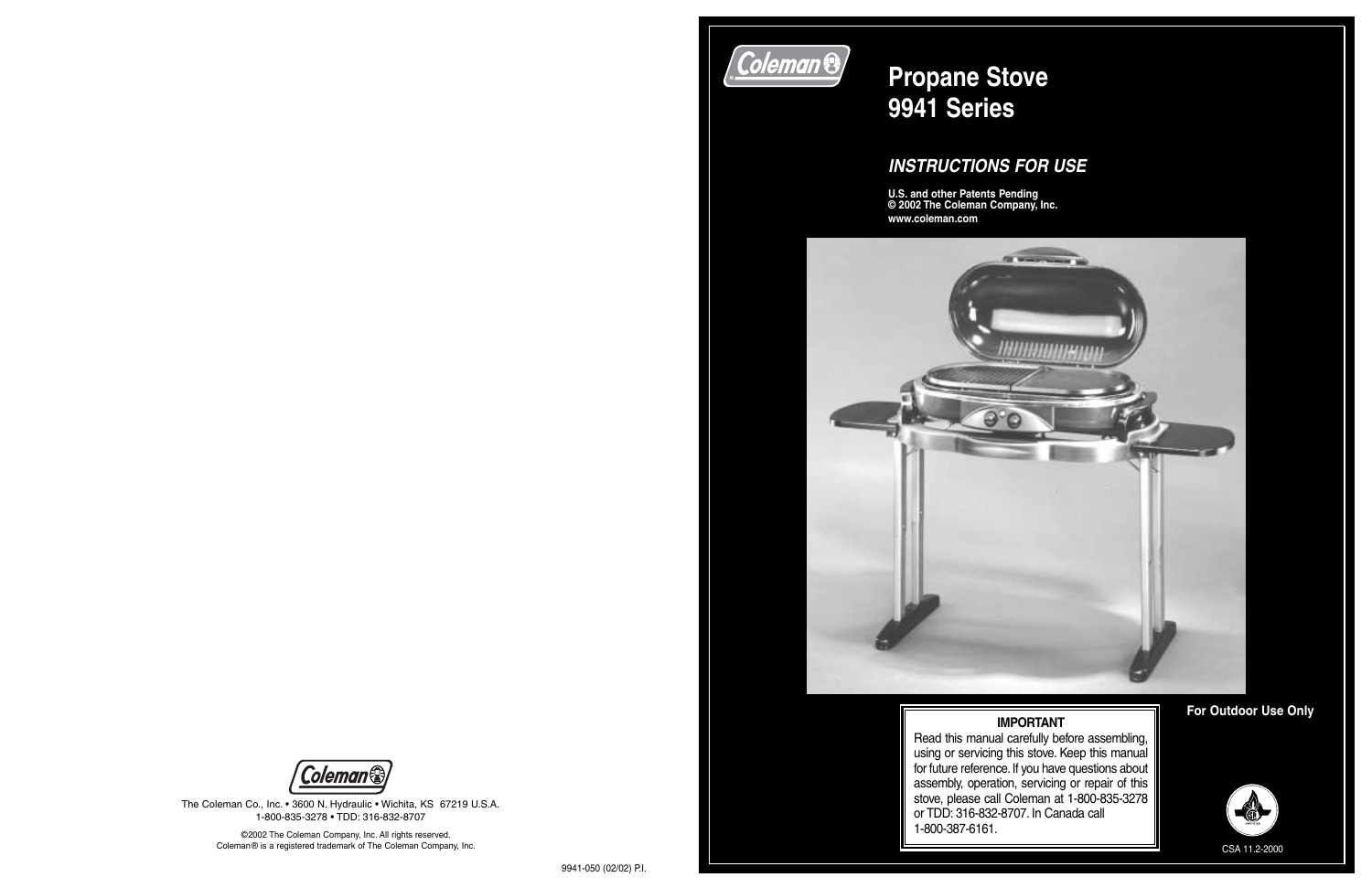# Propane Stove 9941 Series

## *INSTRUCTIONS FOR USE*

**U.S. and other Patents Pending**
**© 2002 The Coleman Company, Inc.**
**www.coleman.com**

**For Outdoor Use Only**

| IMPORTANT |
|---|
| Read this manual carefully before assembling, using or servicing this stove. Keep this manual for future reference. If you have questions about assembly, operation, servicing or repair of this stove, please call Coleman at 1-800-835-3278 or TDD: 316-832-8707. In Canada call 1-800-387-6161. |

CSA 11.2-2000

The Coleman Co., Inc. • 3600 N. Hydraulic • Wichita, KS 67219 U.S.A.
1-800-835-3278 • TDD: 316-832-8707

©2002 The Coleman Company, Inc. All rights reserved.
Coleman® is a registered trademark of The Coleman Company, Inc.

9941-050 (02/02) P.I.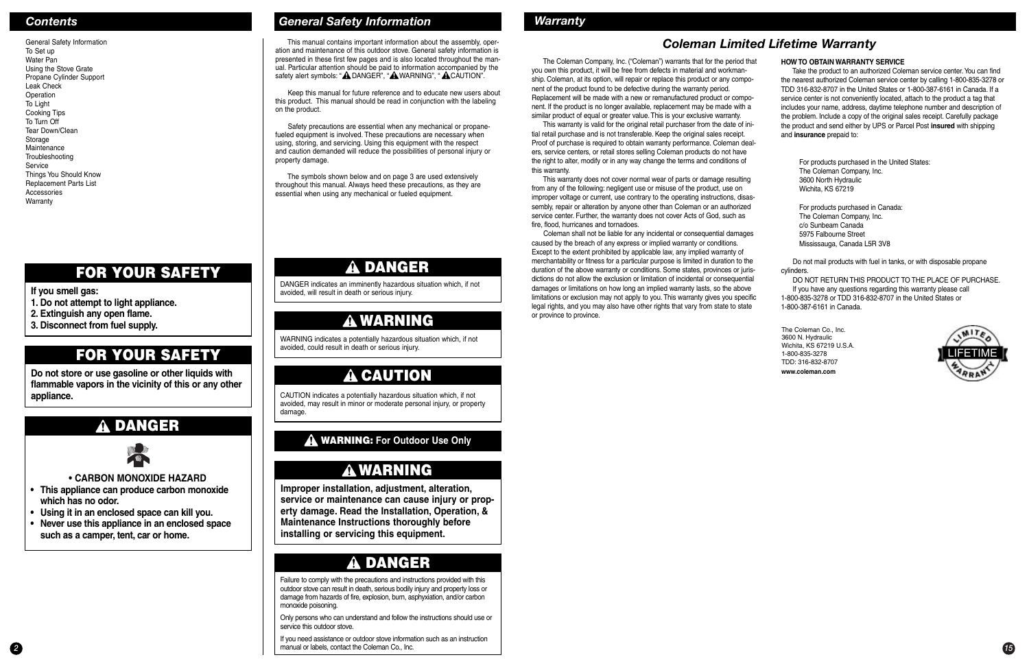## Contents

General Safety Information
To Set up
Water Pan
Using the Stove Grate
Propane Cylinder Support
Leak Check
Operation
To Light
Cooking Tips
To Turn Off
Tear Down/Clean
Storage
Maintenance
Troubleshooting
Service
Things You Should Know
Replacement Parts List
Accessories
Warranty

### FOR YOUR SAFETY

**If you smell gas:**
**1. Do not attempt to light appliance.**
**2. Extinguish any open flame.**
**3. Disconnect from fuel supply.**

### FOR YOUR SAFETY

**Do not store or use gasoline or other liquids with flammable vapors in the vicinity of this or any other appliance.**

### ⚠ DANGER

**• CARBON MONOXIDE HAZARD**
- **This appliance can produce carbon monoxide which has no odor.**
- **Using it in an enclosed space can kill you.**
- **Never use this appliance in an enclosed space such as a camper, tent, car or home.**

## General Safety Information

This manual contains important information about the assembly, operation and maintenance of this outdoor stove. General safety information is presented in these first few pages and is also located throughout the manual. Particular attention should be paid to information accompanied by the safety alert symbols: "⚠ DANGER", "⚠ WARNING", "⚠ CAUTION".

Keep this manual for future reference and to educate new users about this product. This manual should be read in conjunction with the labeling on the product.

Safety precautions are essential when any mechanical or propane-fueled equipment is involved. These precautions are necessary when using, storing, and servicing. Using this equipment with the respect and caution demanded will reduce the possibilities of personal injury or property damage.

The symbols shown below and on page 3 are used extensively throughout this manual. Always heed these precautions, as they are essential when using any mechanical or fueled equipment.

### ⚠ DANGER

DANGER indicates an imminently hazardous situation which, if not avoided, will result in death or serious injury.

### ⚠ WARNING

WARNING indicates a potentially hazardous situation which, if not avoided, could result in death or serious injury.

### ⚠ CAUTION

CAUTION indicates a potentially hazardous situation which, if not avoided, may result in minor or moderate personal injury, or property damage.

**⚠ WARNING: For Outdoor Use Only**

### ⚠ WARNING

**Improper installation, adjustment, alteration, service or maintenance can cause injury or property damage. Read the Installation, Operation, & Maintenance Instructions thoroughly before installing or servicing this equipment.**

### ⚠ DANGER

Failure to comply with the precautions and instructions provided with this outdoor stove can result in death, serious bodily injury and property loss or damage from hazards of fire, explosion, burn, asphyxiation, and/or carbon monoxide poisoning.

Only persons who can understand and follow the instructions provided with this outdoor stove should use or service this outdoor stove.

If you need assistance or outdoor stove information such as an instruction manual or labels, contact the Coleman Co., Inc.

## Warranty

### Coleman Limited Lifetime Warranty

The Coleman Company, Inc. ("Coleman") warrants that for the period that you own this product, it will be free from defects in material and workmanship. Coleman, at its option, will repair or replace this product or any component of the product found to be defective during the warranty period. Replacement will be made with a new or remanufactured product or component. If the product is no longer available, replacement may be made with a similar product of equal or greater value. This is your exclusive warranty.

This warranty is valid for the original retail purchaser from the date of initial retail purchase and is not transferable. Keep the original sales receipt. Proof of purchase is required to obtain warranty performance. Coleman dealers, service centers, or retail stores selling Coleman products do not have the right to alter, modify or in any way change the terms and conditions of this warranty.

This warranty does not cover normal wear of parts or damage resulting from any of the following: negligent use or misuse of the product, use on improper voltage or current, use contrary to the operating instructions, disassembly, repair or alteration by anyone other than Coleman or an authorized service center. Further, the warranty does not cover Acts of God, such as fire, flood, hurricanes and tornadoes.

Coleman shall not be liable for any incidental or consequential damages caused by the breach of any express or implied warranty or conditions. Except to the extent prohibited by applicable law, any implied warranty of merchantability or fitness for a particular purpose is limited in duration to the duration of the above warranty or conditions. Some states, provinces or jurisdictions do not allow the exclusion or limitation of incidental or consequential damages or limitations on how long an implied warranty lasts, so the above limitations or exclusion may not apply to you. This warranty gives you specific legal rights, and you may also have other rights that vary from state to state or province to province.

**HOW TO OBTAIN WARRANTY SERVICE**

Take the product to an authorized Coleman service center. You can find the nearest authorized Coleman service center by calling 1-800-835-3278 or TDD 316-832-8707 in the United States or 1-800-387-6161 in Canada. If a service center is not conveniently located, attach to the product a tag that includes your name, address, daytime telephone number and description of the problem. Include a copy of the original sales receipt. Carefully package the product and send either by UPS or Parcel Post **insured** with shipping and **insurance** prepaid to:

For products purchased in the United States:
The Coleman Company, Inc.
3600 North Hydraulic
Wichita, KS 67219

For products purchased in Canada:
The Coleman Company, Inc.
c/o Sunbeam Canada
5975 Falbourne Street
Mississauga, Canada L5R 3V8

Do not mail products with fuel in tanks, or with disposable propane cylinders.

DO NOT RETURN THIS PRODUCT TO THE PLACE OF PURCHASE.

If you have any questions regarding this warranty please call 1-800-835-3278 or TDD 316-832-8707 in the United States or 1-800-387-6161 in Canada.

The Coleman Co., Inc.
3600 N. Hydraulic
Wichita, KS 67219 U.S.A.
1-800-835-3278
TDD: 316-832-8707
**www.coleman.com**

LIMITED LIFETIME WARRANTY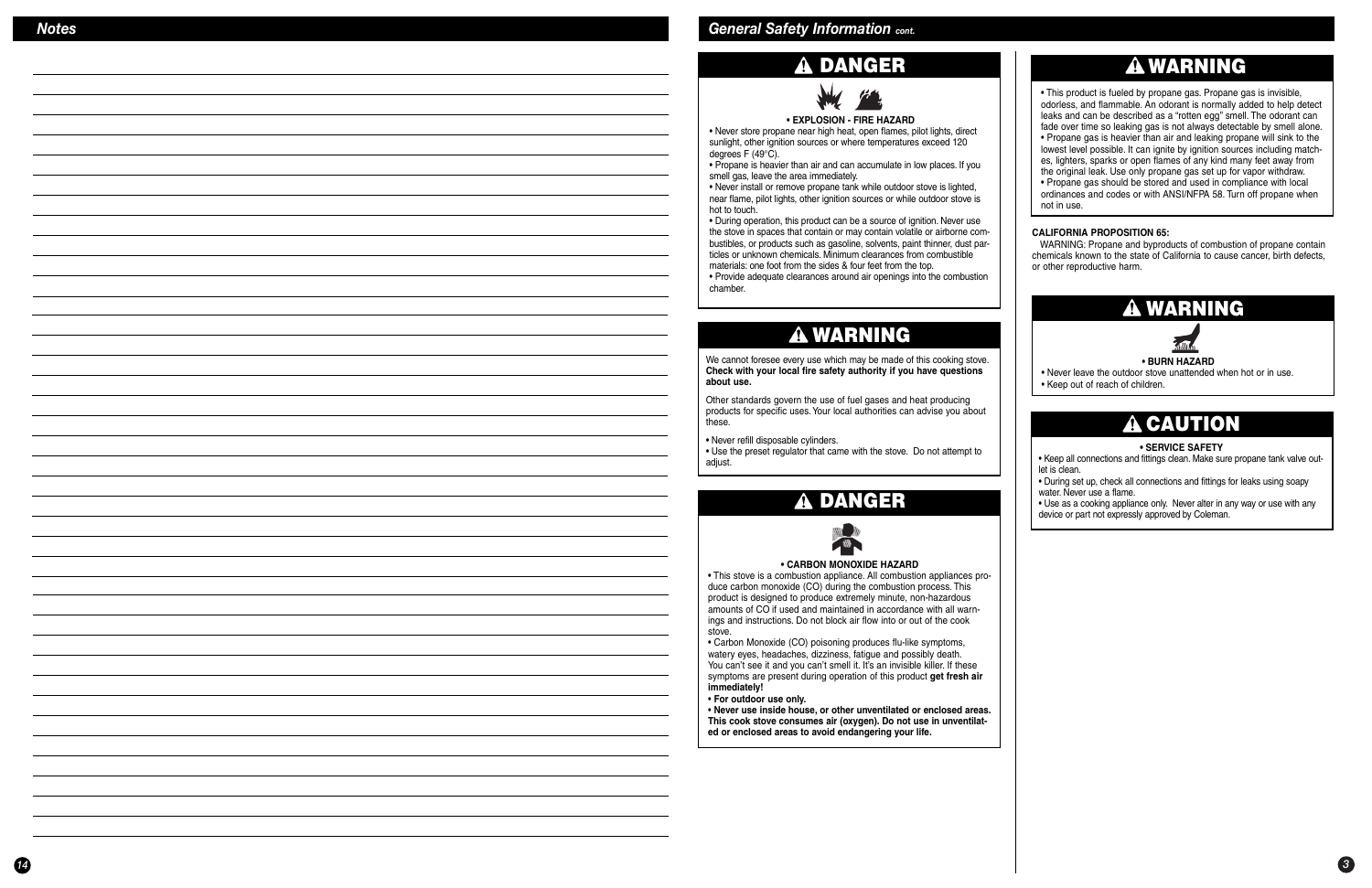## Notes

## General Safety Information *cont.*

### ⚠ DANGER

**• EXPLOSION - FIRE HAZARD**

• Never store propane near high heat, open flames, pilot lights, direct sunlight, other ignition sources or where temperatures exceed 120 degrees F (49°C).

• Propane is heavier than air and can accumulate in low places. If you smell gas, leave the area immediately.

• Never install or remove propane tank while outdoor stove is lighted, near flame, pilot lights, other ignition sources or while outdoor stove is hot to touch.

• During operation, this product can be a source of ignition. Never use the stove in spaces that contain or may contain volatile or airborne combustibles, or products such as gasoline, solvents, paint thinner, dust particles or unknown chemicals. Minimum clearances from combustible materials: one foot from the sides & four feet from the top.

• Provide adequate clearances around air openings into the combustion chamber.

### ⚠ WARNING

We cannot foresee every use which may be made of this cooking stove. **Check with your local fire safety authority if you have questions about use.**

Other standards govern the use of fuel gases and heat producing products for specific uses. Your local authorities can advise you about these.

• Never refill disposable cylinders.

• Use the preset regulator that came with the stove. Do not attempt to adjust.

### ⚠ DANGER

**• CARBON MONOXIDE HAZARD**

• This stove is a combustion appliance. All combustion appliances produce carbon monoxide (CO) during the combustion process. This product is designed to produce extremely minute, non-hazardous amounts of CO if used and maintained in accordance with all warnings and instructions. Do not block air flow into or out of the cook stove.

• Carbon Monoxide (CO) poisoning produces flu-like symptoms, watery eyes, headaches, dizziness, fatigue and possibly death. You can't see it and you can't smell it. It's an invisible killer. If these symptoms are present during operation of this product **get fresh air immediately!**

**• For outdoor use only.**

**• Never use inside house, or other unventilated or enclosed areas. This cook stove consumes air (oxygen). Do not use in unventilated or enclosed areas to avoid endangering your life.**

### ⚠ WARNING

• This product is fueled by propane gas. Propane gas is invisible, odorless, and flammable. An odorant is normally added to help detect leaks and can be described as a "rotten egg" smell. The odorant can fade over time so leaking gas is not always detectable by smell alone.

• Propane gas is heavier than air and leaking propane will sink to the lowest level possible. It can ignite by ignition sources including matches, lighters, sparks or open flames of any kind many feet away from the original leak. Use only propane gas set up for vapor withdraw.

• Propane gas should be stored and used in compliance with local ordinances and codes or with ANSI/NFPA 58. Turn off propane when not in use.

**CALIFORNIA PROPOSITION 65:**

WARNING: Propane and byproducts of combustion of propane contain chemicals known to the state of California to cause cancer, birth defects, or other reproductive harm.

### ⚠ WARNING

**• BURN HAZARD**

• Never leave the outdoor stove unattended when hot or in use.

• Keep out of reach of children.

### ⚠ CAUTION

**• SERVICE SAFETY**

• Keep all connections and fittings clean. Make sure propane tank valve outlet is clean.

• During set up, check all connections and fittings for leaks using soapy water. Never use a flame.

• Use as a cooking appliance only. Never alter in any way or use with any device or part not expressly approved by Coleman.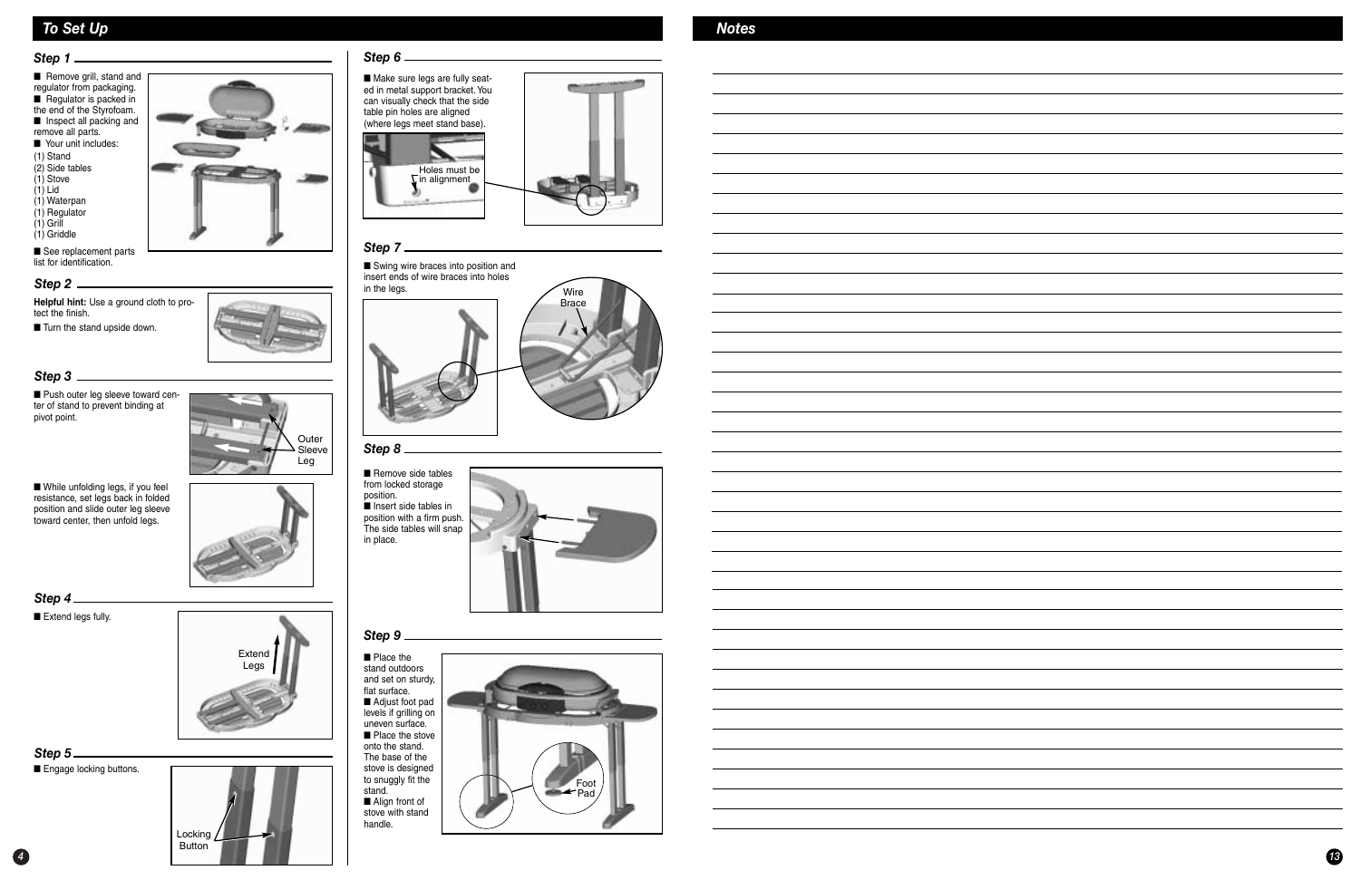## To Set Up

### Step 1

- Remove grill, stand and regulator from packaging.
- Regulator is packed in the end of the Styrofoam.
- Inspect all packing and remove all parts.
- Your unit includes:

(1) Stand
(2) Side tables
(1) Stove
(1) Lid
(1) Waterpan
(1) Regulator
(1) Grill
(1) Griddle

- See replacement parts list for identification.

### Step 2

**Helpful hint:** Use a ground cloth to protect the finish.

- Turn the stand upside down.

### Step 3

- Push outer leg sleeve toward center of stand to prevent binding at pivot point.

Outer Sleeve Leg

- While unfolding legs, if you feel resistance, set legs back in folded position and slide outer leg sleeve toward center, then unfold legs.

### Step 4

- Extend legs fully.

Extend Legs

### Step 5

- Engage locking buttons.

Locking Button

### Step 6

- Make sure legs are fully seated in metal support bracket. You can visually check that the side table pin holes are aligned (where legs meet stand base).

Holes must be in alignment

### Step 7

- Swing wire braces into position and insert ends of wire braces into holes in the legs.

Wire Brace

### Step 8

- Remove side tables from locked storage position.
- Insert side tables in position with a firm push. The side tables will snap in place.

### Step 9

- Place the stand outdoors and set on sturdy, flat surface.
- Adjust foot pad levels if grilling on uneven surface.
- Place the stove onto the stand. The base of the stove is designed to snuggly fit the stand.
- Align front of stove with stand handle.

Foot Pad

## Notes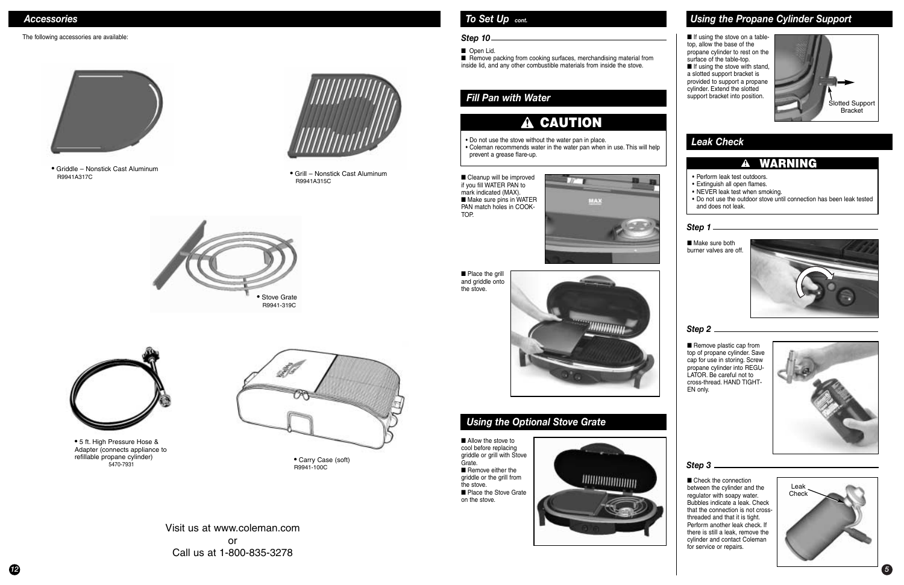## Accessories

The following accessories are available:

- Griddle – Nonstick Cast Aluminum
  R9941A317C

- Grill – Nonstick Cast Aluminum
  R9941A315C

- Stove Grate
  R9941-319C

- 5 ft. High Pressure Hose & Adapter (connects appliance to refillable propane cylinder)
  5470-7931

- Carry Case (soft)
  R9941-100C

Visit us at www.coleman.com
or
Call us at 1-800-835-3278

## To Set Up *cont.*

### Step 10

- Open Lid.
- Remove packing from cooking surfaces, merchandising material from inside lid, and any other combustible materials from inside the stove.

## Fill Pan with Water

### ⚠ CAUTION

- Do not use the stove without the water pan in place.
- Coleman recommends water in the water pan when in use. This will help prevent a grease flare-up.

- Cleanup will be improved if you fill WATER PAN to mark indicated (MAX).
- Make sure pins in WATER PAN match holes in COOKTOP.

- Place the grill and griddle onto the stove.

## Using the Optional Stove Grate

- Allow the stove to cool before replacing griddle or grill with Stove Grate.
- Remove either the griddle or the grill from the stove.
- Place the Stove Grate on the stove.

## Using the Propane Cylinder Support

- If using the stove on a table-top, allow the base of the propane cylinder to rest on the surface of the table-top.
- If using the stove with stand, a slotted support bracket is provided to support a propane cylinder. Extend the slotted support bracket into position.

Slotted Support Bracket

## Leak Check

### ⚠ WARNING

- Perform leak test outdoors.
- Extinguish all open flames.
- NEVER leak test when smoking.
- Do not use the outdoor stove until connection has been leak tested and does not leak.

### Step 1

- Make sure both burner valves are off.

### Step 2

- Remove plastic cap from top of propane cylinder. Save cap for use in storing. Screw propane cylinder into REGULATOR. Be careful not to cross-thread. HAND TIGHTEN only.

### Step 3

- Check the connection between the cylinder and the regulator with soapy water. Bubbles indicate a leak. Check that the connection is not cross-threaded and that it is tight. Perform another leak check. If there is still a leak, remove the cylinder and contact Coleman for service or repairs.

Leak Check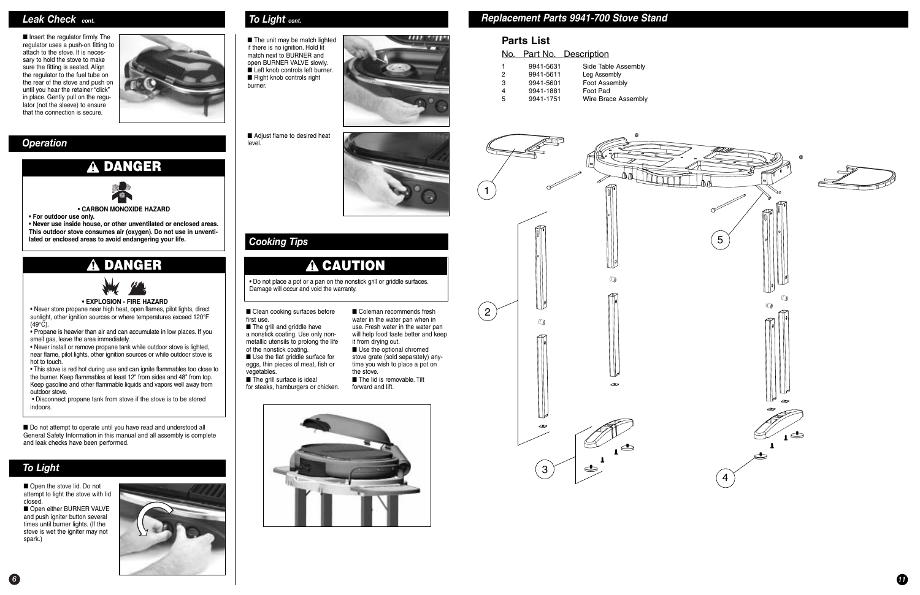## Leak Check *cont.*

- Insert the regulator firmly. The regulator uses a push-on fitting to attach to the stove. It is necessary to hold the stove to make sure the fitting is seated. Align the regulator to the fuel tube on the rear of the stove and push on until you hear the retainer "click" in place. Gently pull on the regulator (not the sleeve) to ensure that the connection is secure.

## Operation

### ⚠ DANGER

**• CARBON MONOXIDE HAZARD**

**• For outdoor use only.**

**• Never use inside house, or other unventilated or enclosed areas. This outdoor stove consumes air (oxygen). Do not use in unventilated or enclosed areas to avoid endangering your life.**

### ⚠ DANGER

**• EXPLOSION - FIRE HAZARD**

- Never store propane near high heat, open flames, pilot lights, direct sunlight, other ignition sources or where temperatures exceed 120°F (49°C).
- Propane is heavier than air and can accumulate in low places. If you smell gas, leave the area immediately.
- Never install or remove propane tank while outdoor stove is lighted, near flame, pilot lights, other ignition sources or while outdoor stove is hot to touch.
- This stove is red hot during use and can ignite flammables too close to the burner. Keep flammables at least 12" from sides and 48" from top. Keep gasoline and other flammable liquids and vapors well away from outdoor stove.
- Disconnect propane tank from stove if the stove is to be stored indoors.

- Do not attempt to operate until you have read and understood all General Safety Information in this manual and all assembly is complete and leak checks have been performed.

## To Light

- Open the stove lid. Do not attempt to light the stove with lid closed.
- Open either BURNER VALVE and push igniter button several times until burner lights. (If the stove is wet the igniter may not spark.)

## To Light *cont.*

- The unit may be match lighted if there is no ignition. Hold lit match next to BURNER and open BURNER VALVE slowly.
- Left knob controls left burner.
- Right knob controls right burner.

- Adjust flame to desired heat level.

## Cooking Tips

### ⚠ CAUTION

• Do not place a pot or a pan on the nonstick grill or griddle surfaces. Damage will occur and void the warranty.

- Clean cooking surfaces before first use.
- The grill and griddle have a nonstick coating. Use only non-metallic utensils to prolong the life of the nonstick coating.
- Use the flat griddle surface for eggs, thin pieces of meat, fish or vegetables.
- The grill surface is ideal for steaks, hamburgers or chicken.
- Coleman recommends fresh water in the water pan when in use. Fresh water in the water pan will help food taste better and keep it from drying out.
- Use the optional chromed stove grate (sold separately) anytime you wish to place a pot on the stove.
- The lid is removable. Tilt forward and lift.

## Replacement Parts 9941-700 Stove Stand

### Parts List

| No. | Part No. | Description |
|---|---|---|
| 1 | 9941-5631 | Side Table Assembly |
| 2 | 9941-5611 | Leg Assembly |
| 3 | 9941-5601 | Foot Assembly |
| 4 | 9941-1881 | Foot Pad |
| 5 | 9941-1751 | Wire Brace Assembly |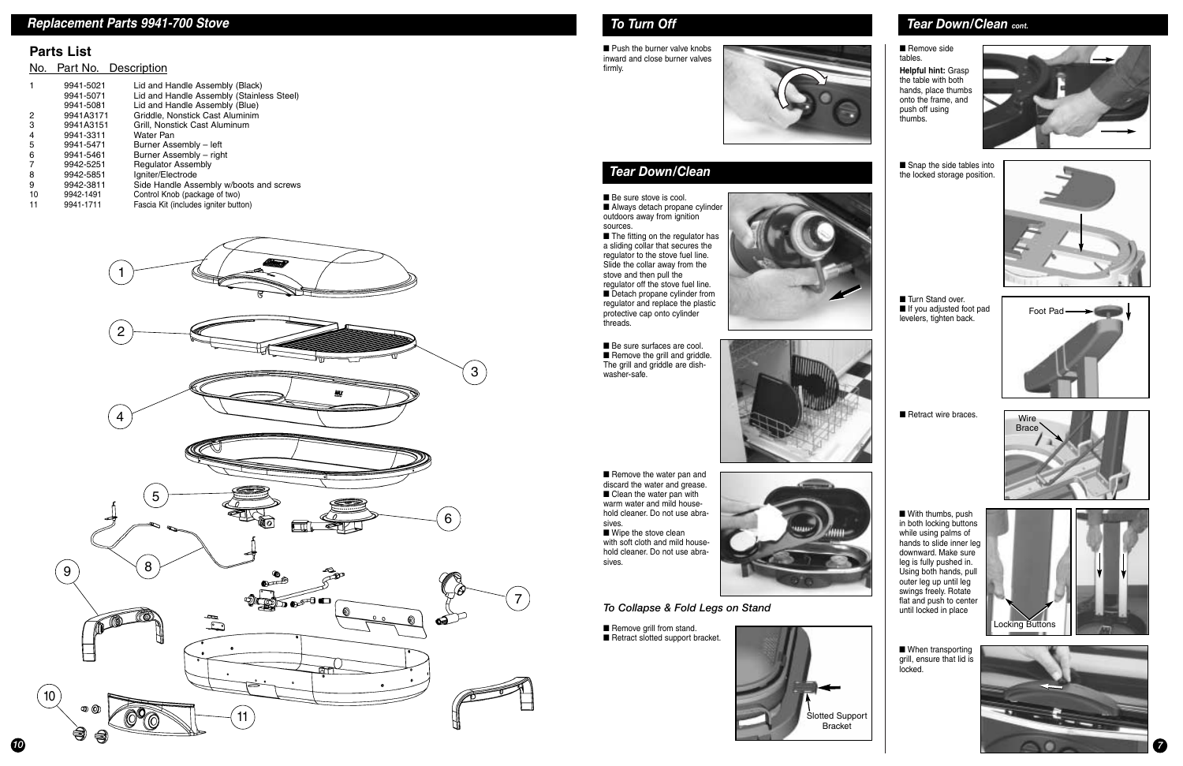## Replacement Parts 9941-700 Stove

### Parts List

| No. | Part No. | Description |
|---|---|---|
| 1 | 9941-5021 | Lid and Handle Assembly (Black) |
| | 9941-5071 | Lid and Handle Assembly (Stainless Steel) |
| | 9941-5081 | Lid and Handle Assembly (Blue) |
| 2 | 9941A3171 | Griddle, Nonstick Cast Aluminim |
| 3 | 9941A3151 | Grill, Nonstick Cast Aluminum |
| 4 | 9941-3311 | Water Pan |
| 5 | 9941-5471 | Burner Assembly – left |
| 6 | 9941-5461 | Burner Assembly – right |
| 7 | 9942-5251 | Regulator Assembly |
| 8 | 9942-5851 | Igniter/Electrode |
| 9 | 9942-3811 | Side Handle Assembly w/boots and screws |
| 10 | 9942-1491 | Control Knob (package of two) |
| 11 | 9941-1711 | Fascia Kit (includes igniter button) |

## To Turn Off

- Push the burner valve knobs inward and close burner valves firmly.

## Tear Down/Clean

- Be sure stove is cool.
- Always detach propane cylinder outdoors away from ignition sources.
- The fitting on the regulator has a sliding collar that secures the regulator to the stove fuel line. Slide the collar away from the stove and then pull the regulator off the stove fuel line.
- Detach propane cylinder from regulator and replace the plastic protective cap onto cylinder threads.

- Be sure surfaces are cool.
- Remove the grill and griddle. The grill and griddle are dishwasher-safe.

- Remove the water pan and discard the water and grease.
- Clean the water pan with warm water and mild household cleaner. Do not use abrasives.
- Wipe the stove clean with soft cloth and mild household cleaner. Do not use abrasives.

### *To Collapse & Fold Legs on Stand*

- Remove grill from stand.
- Retract slotted support bracket.

Slotted Support Bracket

## Tear Down/Clean *cont.*

- Remove side tables.

**Helpful hint:** Grasp the table with both hands, place thumbs onto the frame, and push off using thumbs.

- Snap the side tables into the locked storage position.

- Turn Stand over.
- If you adjusted foot pad levelers, tighten back.

Foot Pad

- Retract wire braces.

Wire Brace

- With thumbs, push in both locking buttons while using palms of hands to slide inner leg downward. Make sure leg is fully pushed in. Using both hands, pull outer leg up until leg swings freely. Rotate flat and push to center until locked in place

Locking Buttons

- When transporting grill, ensure that lid is locked.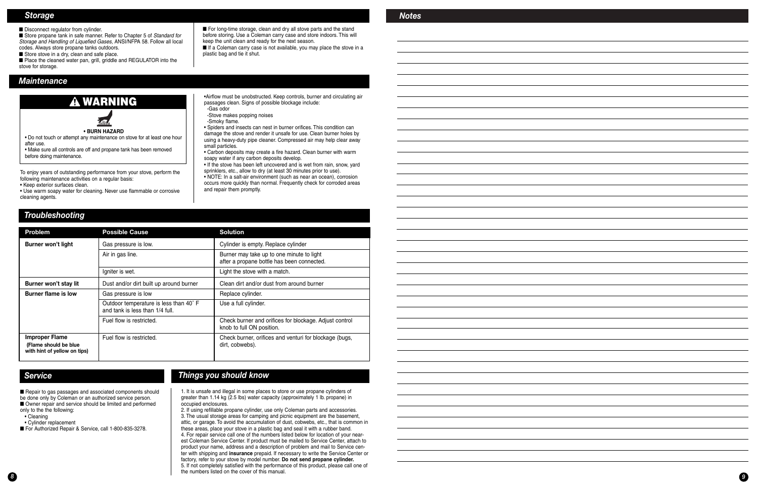## Storage

- Disconnect regulator from cylinder.
- Store propane tank in safe manner. Refer to Chapter 5 of *Standard for Storage and Handling of Liquefied Gases*, ANSI/NFPA 58. Follow all local codes. Always store propane tanks outdoors.
- Store stove in a dry, clean and safe place.
- Place the cleaned water pan, grill, griddle and REGULATOR into the stove for storage.
- For long-time storage, clean and dry all stove parts and the stand before storing. Use a Coleman carry case and store indoors. This will keep the unit clean and ready for the next season.
- If a Coleman carry case is not available, you may place the stove in a plastic bag and tie it shut.

## Maintenance

**⚠ WARNING**

**• BURN HAZARD**

- Do not touch or attempt any maintenance on stove for at least one hour after use.
- Make sure all controls are off and propane tank has been removed before doing maintenance.

To enjoy years of outstanding performance from your stove, perform the following maintenance activities on a regular basis:

- Keep exterior surfaces clean.
- Use warm soapy water for cleaning. Never use flammable or corrosive cleaning agents.
- Airflow must be unobstructed. Keep controls, burner and circulating air passages clean. Signs of possible blockage include:
  - Gas odor
  - Stove makes popping noises
  - Smoky flame.
- Spiders and insects can nest in burner orifices. This condition can damage the stove and render it unsafe for use. Clean burner holes by using a heavy-duty pipe cleaner. Compressed air may help clear away small particles.
- Carbon deposits may create a fire hazard. Clean burner with warm soapy water if any carbon deposits develop.
- If the stove has been left uncovered and is wet from rain, snow, yard sprinklers, etc., allow to dry (at least 30 minutes prior to use).
- NOTE: In a salt-air environment (such as near an ocean), corrosion occurs more quickly than normal. Frequently check for corroded areas and repair them promptly.

## Troubleshooting

| Problem | Possible Cause | Solution |
|---|---|---|
| **Burner won't light** | Gas pressure is low. | Cylinder is empty. Replace cylinder |
| | Air in gas line. | Burner may take up to one minute to light after a propane bottle has been connected. |
| | Igniter is wet. | Light the stove with a match. |
| **Burner won't stay lit** | Dust and/or dirt built up around burner | Clean dirt and/or dust from around burner |
| **Burner flame is low** | Gas pressure is low | Replace cylinder. |
| | Outdoor temperature is less than 40˚ F and tank is less than 1/4 full. | Use a full cylinder. |
| | Fuel flow is restricted. | Check burner and orifices for blockage. Adjust control knob to full ON position. |
| **Improper Flame** **(Flame should be blue with hint of yellow on tips)** | Fuel flow is restricted. | Check burner, orifices and venturi for blockage (bugs, dirt, cobwebs). |

## Service

- Repair to gas passages and associated components should be done only by Coleman or an authorized service person.
- Owner repair and service should be limited and performed only to the the following:
  - Cleaning
  - Cylinder replacement
- For Authorized Repair & Service, call 1-800-835-3278.

## Things you should know

1. It is unsafe and illegal in some places to store or use propane cylinders of greater than 1.14 kg (2.5 lbs) water capacity (approximately 1 lb. propane) in occupied enclosures.
2. If using refillable propane cylinder, use only Coleman parts and accessories.
3. The usual storage areas for camping and picnic equipment are the basement, attic, or garage. To avoid the accumulation of dust, cobwebs, etc., that is common in these areas, place your stove in a plastic bag and seal it with a rubber band.
4. For repair service call one of the numbers listed below for location of your nearest Coleman Service Center. If product must be mailed to Service Center, attach to product your name, address and a description of problem and mail to Service center with shipping and **insurance** prepaid. If necessary to write the Service Center or factory, refer to your stove by model number. **Do not send propane cylinder.**
5. If not completely satisfied with the performance of this product, please call one of the numbers listed on the cover of this manual.

## Notes